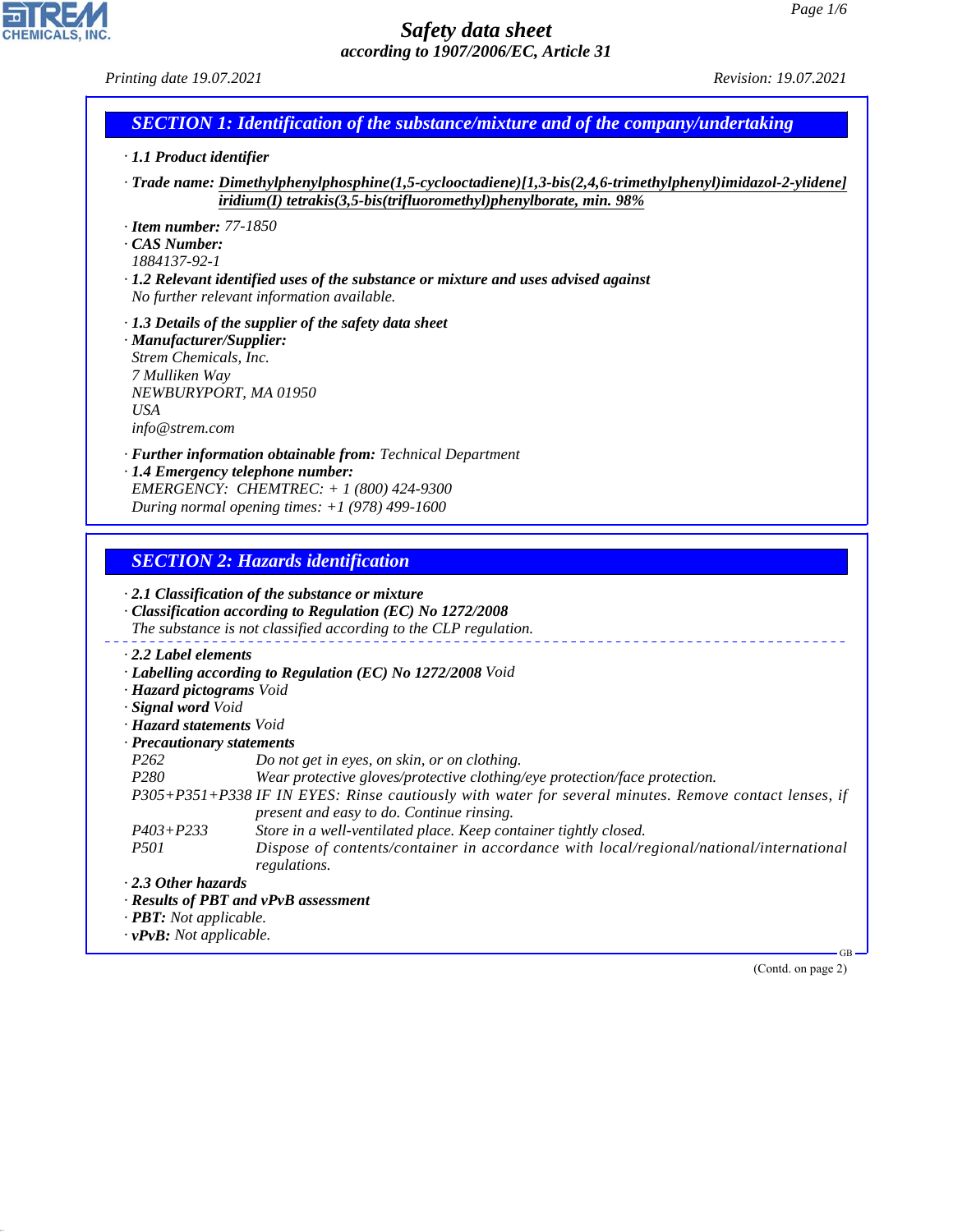# Safety data sheet

*according to 1907/2006/EC, Article 31*

*Printing date 19.07.2021* *Revision: 19.07.2021*

## SECTION 1: Identification of the substance/mixture and of the company/undertaking

· **1.1 Product identifier**

· **Trade name: Dimethylphenylphosphine(1,5-cyclooctadiene)[1,3-bis(2,4,6-trimethylphenyl)imidazol-2-ylidene] iridium(I) tetrakis(3,5-bis(trifluoromethyl)phenylborate, min. 98%**

· **Item number:** 77-1850
· **CAS Number:**
1884137-92-1
· **1.2 Relevant identified uses of the substance or mixture and uses advised against**
No further relevant information available.

· **1.3 Details of the supplier of the safety data sheet**
· **Manufacturer/Supplier:**
Strem Chemicals, Inc.
7 Mulliken Way
NEWBURYPORT, MA 01950
USA
info@strem.com

· **Further information obtainable from:** Technical Department
· **1.4 Emergency telephone number:**
EMERGENCY: CHEMTREC: + 1 (800) 424-9300
During normal opening times: +1 (978) 499-1600

## SECTION 2: Hazards identification

· **2.1 Classification of the substance or mixture**
· **Classification according to Regulation (EC) No 1272/2008**
The substance is not classified according to the CLP regulation.

· **2.2 Label elements**
· **Labelling according to Regulation (EC) No 1272/2008** Void
· **Hazard pictograms** Void
· **Signal word** Void
· **Hazard statements** Void
· **Precautionary statements**

P262 Do not get in eyes, on skin, or on clothing.
P280 Wear protective gloves/protective clothing/eye protection/face protection.
P305+P351+P338 IF IN EYES: Rinse cautiously with water for several minutes. Remove contact lenses, if present and easy to do. Continue rinsing.
P403+P233 Store in a well-ventilated place. Keep container tightly closed.
P501 Dispose of contents/container in accordance with local/regional/national/international regulations.

· **2.3 Other hazards**
· **Results of PBT and vPvB assessment**
· **PBT:** Not applicable.
· **vPvB:** Not applicable.

(Contd. on page 2)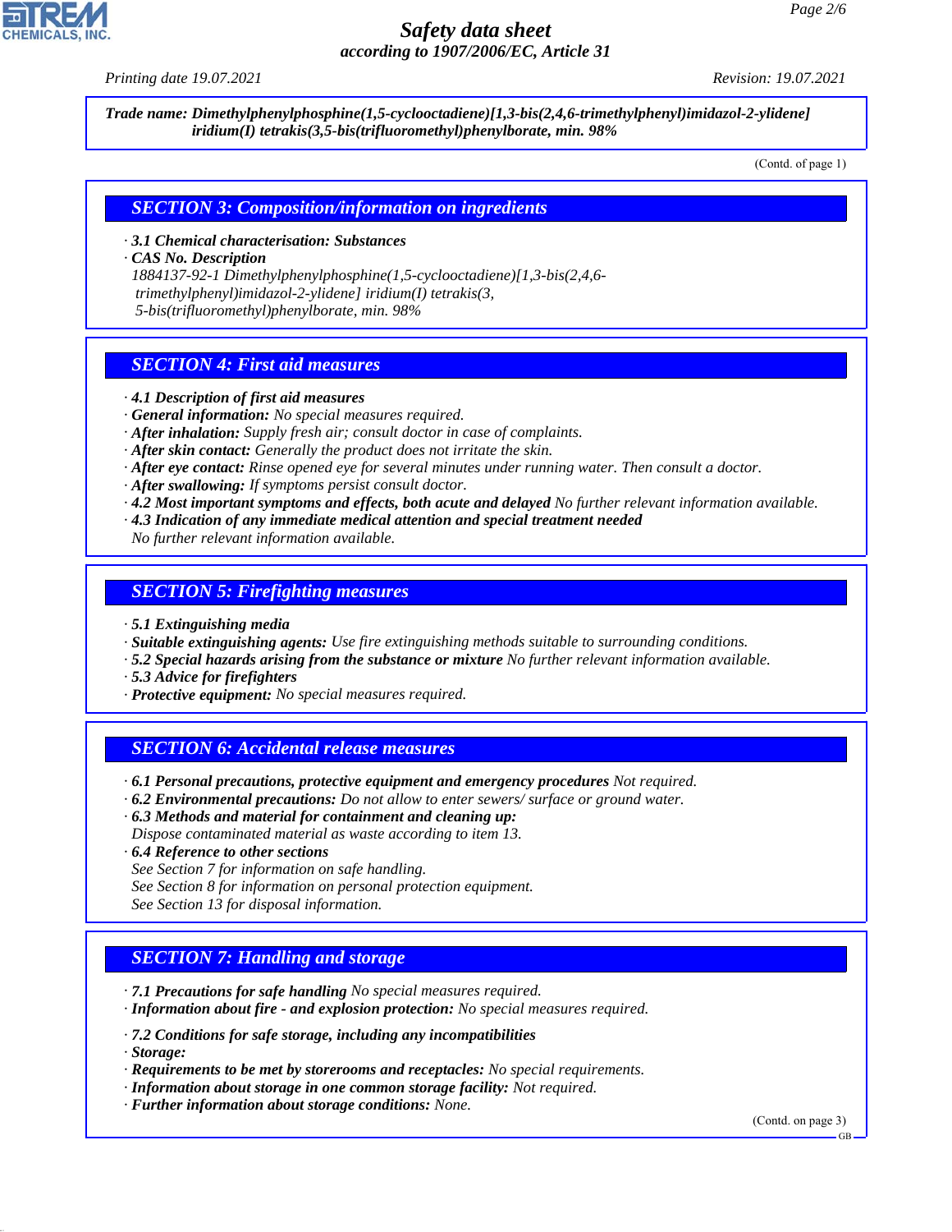*Safety data sheet*
*according to 1907/2006/EC, Article 31*

*Printing date 19.07.2021* *Revision: 19.07.2021*

**Trade name: Dimethylphenylphosphine(1,5-cyclooctadiene)[1,3-bis(2,4,6-trimethylphenyl)imidazol-2-ylidene] iridium(I) tetrakis(3,5-bis(trifluoromethyl)phenylborate, min. 98%**

(Contd. of page 1)

## SECTION 3: Composition/information on ingredients

· **3.1 Chemical characterisation: Substances**
· **CAS No. Description**
1884137-92-1 Dimethylphenylphosphine(1,5-cyclooctadiene)[1,3-bis(2,4,6-trimethylphenyl)imidazol-2-ylidene] iridium(I) tetrakis(3,5-bis(trifluoromethyl)phenylborate, min. 98%

## SECTION 4: First aid measures

· **4.1 Description of first aid measures**
· **General information:** No special measures required.
· **After inhalation:** Supply fresh air; consult doctor in case of complaints.
· **After skin contact:** Generally the product does not irritate the skin.
· **After eye contact:** Rinse opened eye for several minutes under running water. Then consult a doctor.
· **After swallowing:** If symptoms persist consult doctor.
· **4.2 Most important symptoms and effects, both acute and delayed** No further relevant information available.
· **4.3 Indication of any immediate medical attention and special treatment needed**
No further relevant information available.

## SECTION 5: Firefighting measures

· **5.1 Extinguishing media**
· **Suitable extinguishing agents:** Use fire extinguishing methods suitable to surrounding conditions.
· **5.2 Special hazards arising from the substance or mixture** No further relevant information available.
· **5.3 Advice for firefighters**
· **Protective equipment:** No special measures required.

## SECTION 6: Accidental release measures

· **6.1 Personal precautions, protective equipment and emergency procedures** Not required.
· **6.2 Environmental precautions:** Do not allow to enter sewers/ surface or ground water.
· **6.3 Methods and material for containment and cleaning up:**
Dispose contaminated material as waste according to item 13.
· **6.4 Reference to other sections**
See Section 7 for information on safe handling.
See Section 8 for information on personal protection equipment.
See Section 13 for disposal information.

## SECTION 7: Handling and storage

· **7.1 Precautions for safe handling** No special measures required.
· **Information about fire - and explosion protection:** No special measures required.

· **7.2 Conditions for safe storage, including any incompatibilities**
· **Storage:**
· **Requirements to be met by storerooms and receptacles:** No special requirements.
· **Information about storage in one common storage facility:** Not required.
· **Further information about storage conditions:** None.

(Contd. on page 3)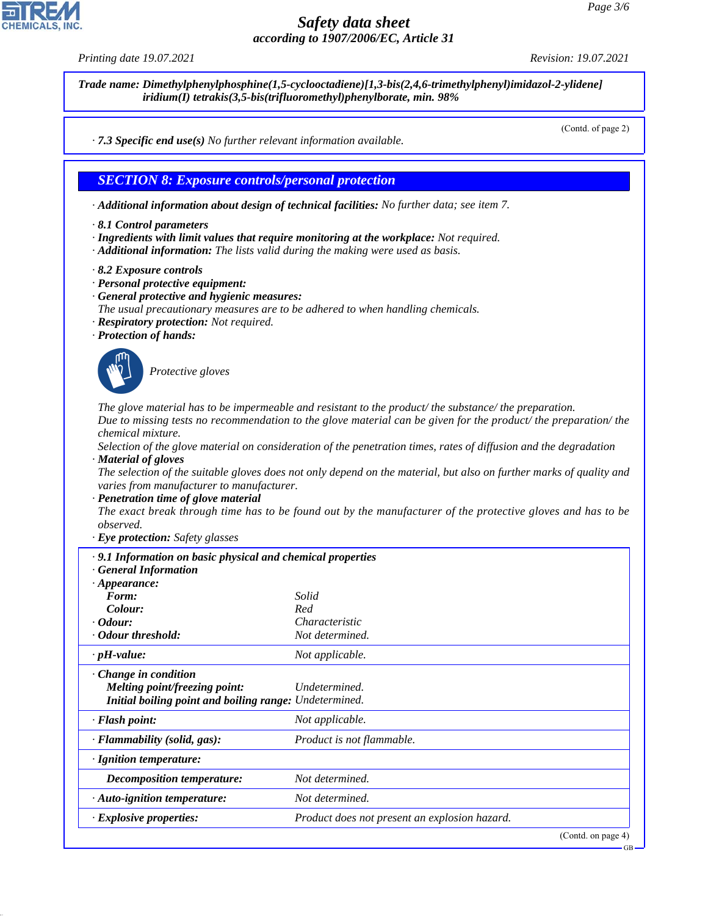**Trade name: Dimethylphenylphosphine(1,5-cyclooctadiene)[1,3-bis(2,4,6-trimethylphenyl)imidazol-2-ylidene] iridium(I) tetrakis(3,5-bis(trifluoromethyl)phenylborate, min. 98%**

(Contd. of page 2)

· **7.3 Specific end use(s)** No further relevant information available.

## SECTION 8: Exposure controls/personal protection

· **Additional information about design of technical facilities:** No further data; see item 7.

· **8.1 Control parameters**
· **Ingredients with limit values that require monitoring at the workplace:** Not required.
· **Additional information:** The lists valid during the making were used as basis.

· **8.2 Exposure controls**
· **Personal protective equipment:**
· **General protective and hygienic measures:**
The usual precautionary measures are to be adhered to when handling chemicals.
· **Respiratory protection:** Not required.
· **Protection of hands:**

Protective gloves

The glove material has to be impermeable and resistant to the product/ the substance/ the preparation.
Due to missing tests no recommendation to the glove material can be given for the product/ the preparation/ the chemical mixture.
Selection of the glove material on consideration of the penetration times, rates of diffusion and the degradation
· **Material of gloves**
The selection of the suitable gloves does not only depend on the material, but also on further marks of quality and varies from manufacturer to manufacturer.
· **Penetration time of glove material**
The exact break through time has to be found out by the manufacturer of the protective gloves and has to be observed.
· **Eye protection:** Safety glasses

· **9.1 Information on basic physical and chemical properties**
· **General Information**

| | |
|---|---|
| · **Appearance:** | |
| **Form:** | Solid |
| **Colour:** | Red |
| · **Odour:** | Characteristic |
| · **Odour threshold:** | Not determined. |
| · **pH-value:** | Not applicable. |
| · **Change in condition** | |
| **Melting point/freezing point:** | Undetermined. |
| **Initial boiling point and boiling range:** | Undetermined. |
| · **Flash point:** | Not applicable. |
| · **Flammability (solid, gas):** | Product is not flammable. |
| · **Ignition temperature:** | |
| **Decomposition temperature:** | Not determined. |
| · **Auto-ignition temperature:** | Not determined. |
| · **Explosive properties:** | Product does not present an explosion hazard. |

(Contd. on page 4)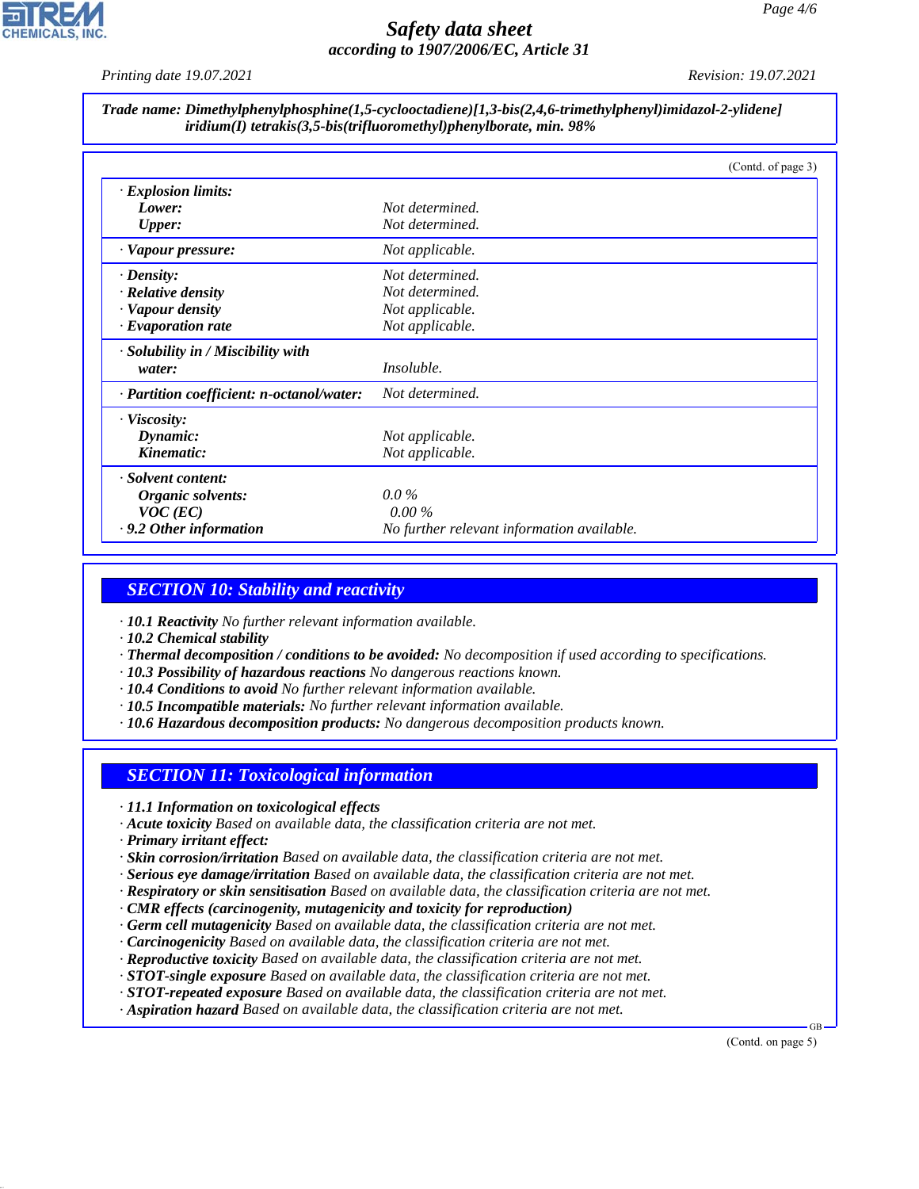**Trade name: Dimethylphenylphosphine(1,5-cyclooctadiene)[1,3-bis(2,4,6-trimethylphenyl)imidazol-2-ylidene] iridium(I) tetrakis(3,5-bis(trifluoromethyl)phenylborate, min. 98%**

(Contd. of page 3)

| | |
|---|---|
| · **Explosion limits:** | |
| **Lower:** | Not determined. |
| **Upper:** | Not determined. |
| · **Vapour pressure:** | Not applicable. |
| · **Density:** | Not determined. |
| · **Relative density** | Not determined. |
| · **Vapour density** | Not applicable. |
| · **Evaporation rate** | Not applicable. |
| · **Solubility in / Miscibility with water:** | Insoluble. |
| · **Partition coefficient: n-octanol/water:** | Not determined. |
| · **Viscosity:** | |
| **Dynamic:** | Not applicable. |
| **Kinematic:** | Not applicable. |
| · **Solvent content:** | |
| **Organic solvents:** | 0.0 % |
| **VOC (EC)** | 0.00 % |
| · **9.2 Other information** | No further relevant information available. |

## SECTION 10: Stability and reactivity

· **10.1 Reactivity** No further relevant information available.
· **10.2 Chemical stability**
· **Thermal decomposition / conditions to be avoided:** No decomposition if used according to specifications.
· **10.3 Possibility of hazardous reactions** No dangerous reactions known.
· **10.4 Conditions to avoid** No further relevant information available.
· **10.5 Incompatible materials:** No further relevant information available.
· **10.6 Hazardous decomposition products:** No dangerous decomposition products known.

## SECTION 11: Toxicological information

· **11.1 Information on toxicological effects**
· **Acute toxicity** Based on available data, the classification criteria are not met.
· **Primary irritant effect:**
· **Skin corrosion/irritation** Based on available data, the classification criteria are not met.
· **Serious eye damage/irritation** Based on available data, the classification criteria are not met.
· **Respiratory or skin sensitisation** Based on available data, the classification criteria are not met.
· **CMR effects (carcinogenity, mutagenicity and toxicity for reproduction)**
· **Germ cell mutagenicity** Based on available data, the classification criteria are not met.
· **Carcinogenicity** Based on available data, the classification criteria are not met.
· **Reproductive toxicity** Based on available data, the classification criteria are not met.
· **STOT-single exposure** Based on available data, the classification criteria are not met.
· **STOT-repeated exposure** Based on available data, the classification criteria are not met.
· **Aspiration hazard** Based on available data, the classification criteria are not met.

(Contd. on page 5)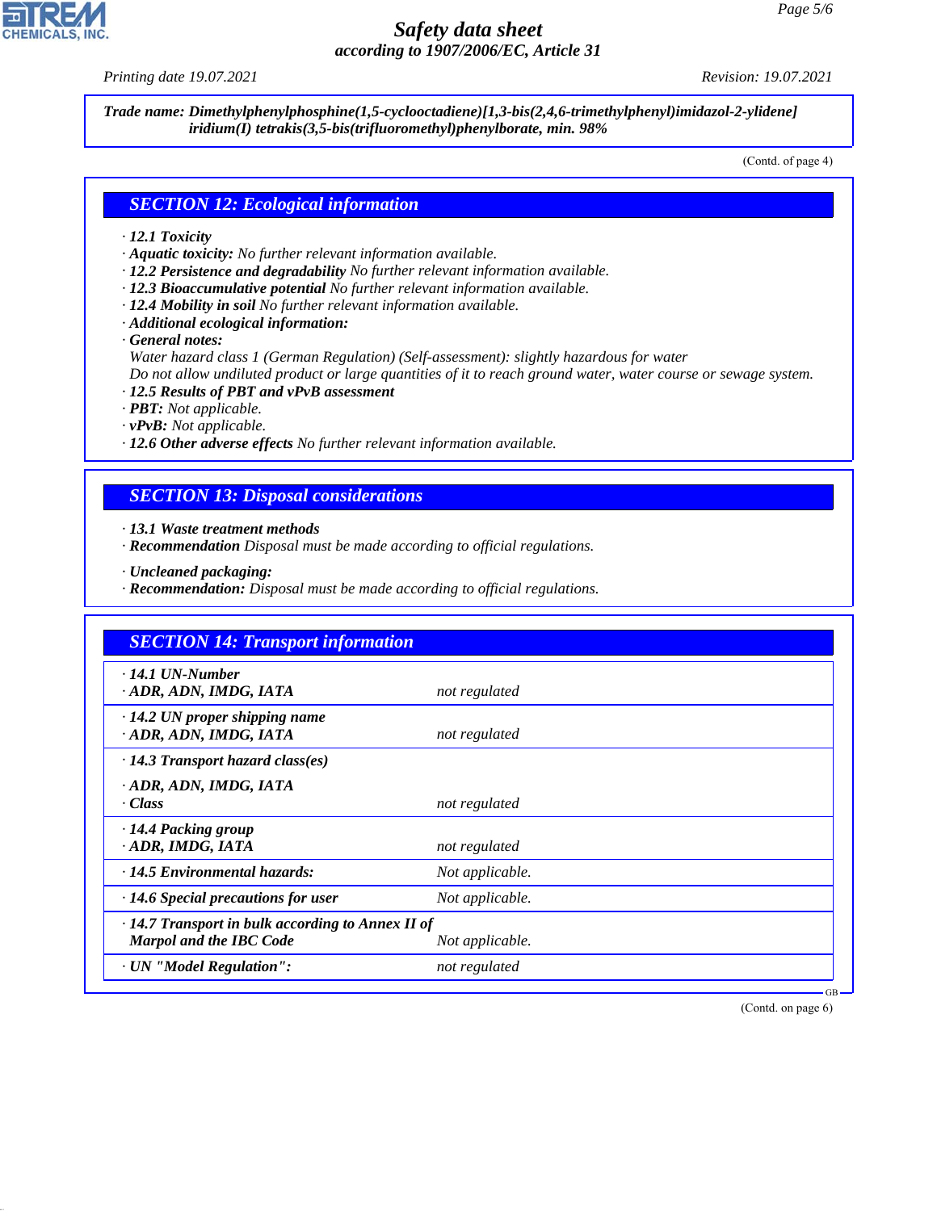**Trade name: Dimethylphenylphosphine(1,5-cyclooctadiene)[1,3-bis(2,4,6-trimethylphenyl)imidazol-2-ylidene] iridium(I) tetrakis(3,5-bis(trifluoromethyl)phenylborate, min. 98%**

(Contd. of page 4)

## SECTION 12: Ecological information

· **12.1 Toxicity**
· **Aquatic toxicity:** No further relevant information available.
· **12.2 Persistence and degradability** No further relevant information available.
· **12.3 Bioaccumulative potential** No further relevant information available.
· **12.4 Mobility in soil** No further relevant information available.
· **Additional ecological information:**
· **General notes:**
Water hazard class 1 (German Regulation) (Self-assessment): slightly hazardous for water
Do not allow undiluted product or large quantities of it to reach ground water, water course or sewage system.
· **12.5 Results of PBT and vPvB assessment**
· **PBT:** Not applicable.
· **vPvB:** Not applicable.
· **12.6 Other adverse effects** No further relevant information available.

## SECTION 13: Disposal considerations

· **13.1 Waste treatment methods**
· **Recommendation** Disposal must be made according to official regulations.

· **Uncleaned packaging:**
· **Recommendation:** Disposal must be made according to official regulations.

## SECTION 14: Transport information

| | |
|---|---|
| · **14.1 UN-Number**<br>· **ADR, ADN, IMDG, IATA** | not regulated |
| · **14.2 UN proper shipping name**<br>· **ADR, ADN, IMDG, IATA** | not regulated |
| · **14.3 Transport hazard class(es)**<br>· **ADR, ADN, IMDG, IATA**<br>· **Class** | not regulated |
| · **14.4 Packing group**<br>· **ADR, IMDG, IATA** | not regulated |
| · **14.5 Environmental hazards:** | Not applicable. |
| · **14.6 Special precautions for user** | Not applicable. |
| · **14.7 Transport in bulk according to Annex II of Marpol and the IBC Code** | Not applicable. |
| · **UN "Model Regulation":** | not regulated |

GB

(Contd. on page 6)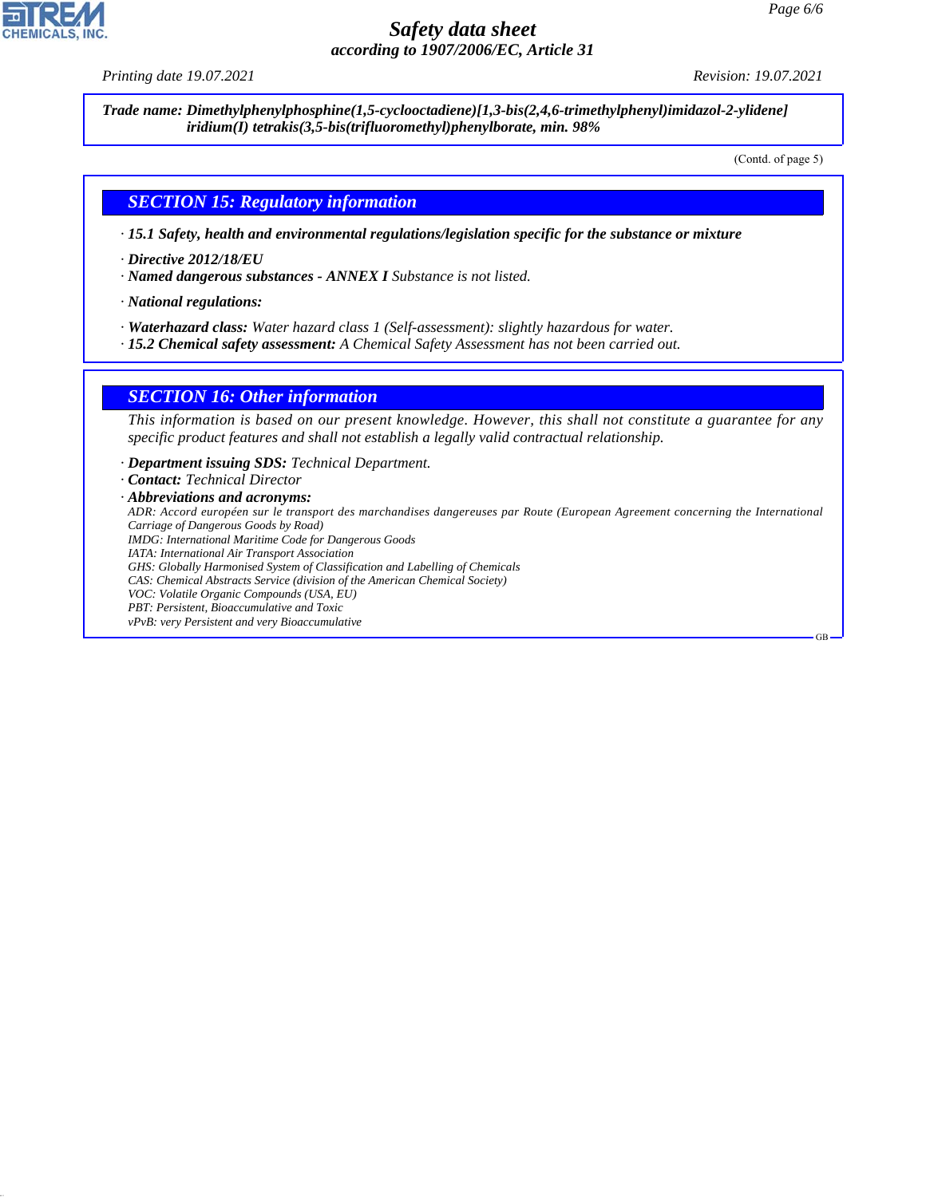**Trade name: Dimethylphenylphosphine(1,5-cyclooctadiene)[1,3-bis(2,4,6-trimethylphenyl)imidazol-2-ylidene] iridium(I) tetrakis(3,5-bis(trifluoromethyl)phenylborate, min. 98%**

(Contd. of page 5)

## SECTION 15: Regulatory information

· **15.1 Safety, health and environmental regulations/legislation specific for the substance or mixture**

· **Directive 2012/18/EU**
· **Named dangerous substances - ANNEX I** Substance is not listed.

· **National regulations:**

· **Waterhazard class:** Water hazard class 1 (Self-assessment): slightly hazardous for water.
· **15.2 Chemical safety assessment:** A Chemical Safety Assessment has not been carried out.

## SECTION 16: Other information

This information is based on our present knowledge. However, this shall not constitute a guarantee for any specific product features and shall not establish a legally valid contractual relationship.

· **Department issuing SDS:** Technical Department.
· **Contact:** Technical Director
· **Abbreviations and acronyms:**
ADR: Accord européen sur le transport des marchandises dangereuses par Route (European Agreement concerning the International Carriage of Dangerous Goods by Road)
IMDG: International Maritime Code for Dangerous Goods
IATA: International Air Transport Association
GHS: Globally Harmonised System of Classification and Labelling of Chemicals
CAS: Chemical Abstracts Service (division of the American Chemical Society)
VOC: Volatile Organic Compounds (USA, EU)
PBT: Persistent, Bioaccumulative and Toxic
vPvB: very Persistent and very Bioaccumulative

GB